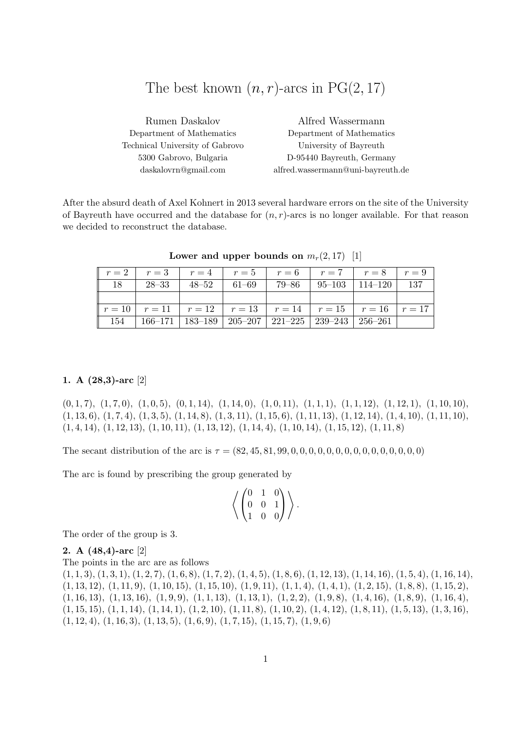# The best known $(n, r)$-arcs in PG(2, 17)

Rumen Daskalov
Department of Mathematics
Technical University of Gabrovo
5300 Gabrovo, Bulgaria
daskalovrn@gmail.com

Alfred Wassermann
Department of Mathematics
University of Bayreuth
D-95440 Bayreuth, Germany
alfred.wassermann@uni-bayreuth.de

After the absurd death of Axel Kohnert in 2013 several hardware errors on the site of the University of Bayreuth have occurred and the database for $(n, r)$-arcs is no longer available. For that reason we decided to reconstruct the database.

**Lower and upper bounds on $m_r(2, 17)$** [1]

| $r = 2$ | $r = 3$ | $r = 4$ | $r = 5$ | $r = 6$ | $r = 7$ | $r = 8$ | $r = 9$ |
|---|---|---|---|---|---|---|---|
| 18 | 28–33 | 48–52 | 61–69 | 79–86 | 95–103 | 114–120 | 137 |
| | | | | | | | |
| $r = 10$ | $r = 11$ | $r = 12$ | $r = 13$ | $r = 14$ | $r = 15$ | $r = 16$ | $r = 17$ |
| 154 | 166–171 | 183–189 | 205–207 | 221–225 | 239–243 | 256–261 | |

**1. A (28,3)-arc** [2]

$(0, 1, 7)$, $(1, 7, 0)$, $(1, 0, 5)$, $(0, 1, 14)$, $(1, 14, 0)$, $(1, 0, 11)$, $(1, 1, 1)$, $(1, 1, 12)$, $(1, 12, 1)$, $(1, 10, 10)$, $(1, 13, 6)$, $(1, 7, 4)$, $(1, 3, 5)$, $(1, 14, 8)$, $(1, 3, 11)$, $(1, 15, 6)$, $(1, 11, 13)$, $(1, 12, 14)$, $(1, 4, 10)$, $(1, 11, 10)$, $(1, 4, 14)$, $(1, 12, 13)$, $(1, 10, 11)$, $(1, 13, 12)$, $(1, 14, 4)$, $(1, 10, 14)$, $(1, 15, 12)$, $(1, 11, 8)$

The secant distribution of the arc is $\tau = (82, 45, 81, 99, 0, 0, 0, 0, 0, 0, 0, 0, 0, 0, 0, 0, 0, 0)$

The arc is found by prescribing the group generated by

$$\left\langle \begin{pmatrix} 0 & 1 & 0 \\ 0 & 0 & 1 \\ 1 & 0 & 0 \end{pmatrix} \right\rangle.$$

The order of the group is 3.

**2. A (48,4)-arc** [2]

The points in the arc are as follows

$(1, 1, 3)$, $(1, 3, 1)$, $(1, 2, 7)$, $(1, 6, 8)$, $(1, 7, 2)$, $(1, 4, 5)$, $(1, 8, 6)$, $(1, 12, 13)$, $(1, 14, 16)$, $(1, 5, 4)$, $(1, 16, 14)$, $(1, 13, 12)$, $(1, 11, 9)$, $(1, 10, 15)$, $(1, 15, 10)$, $(1, 9, 11)$, $(1, 1, 4)$, $(1, 4, 1)$, $(1, 2, 15)$, $(1, 8, 8)$, $(1, 15, 2)$, $(1, 16, 13)$, $(1, 13, 16)$, $(1, 9, 9)$, $(1, 1, 13)$, $(1, 13, 1)$, $(1, 2, 2)$, $(1, 9, 8)$, $(1, 4, 16)$, $(1, 8, 9)$, $(1, 16, 4)$, $(1, 15, 15)$, $(1, 1, 14)$, $(1, 14, 1)$, $(1, 2, 10)$, $(1, 11, 8)$, $(1, 10, 2)$, $(1, 4, 12)$, $(1, 8, 11)$, $(1, 5, 13)$, $(1, 3, 16)$, $(1, 12, 4)$, $(1, 16, 3)$, $(1, 13, 5)$, $(1, 6, 9)$, $(1, 7, 15)$, $(1, 15, 7)$, $(1, 9, 6)$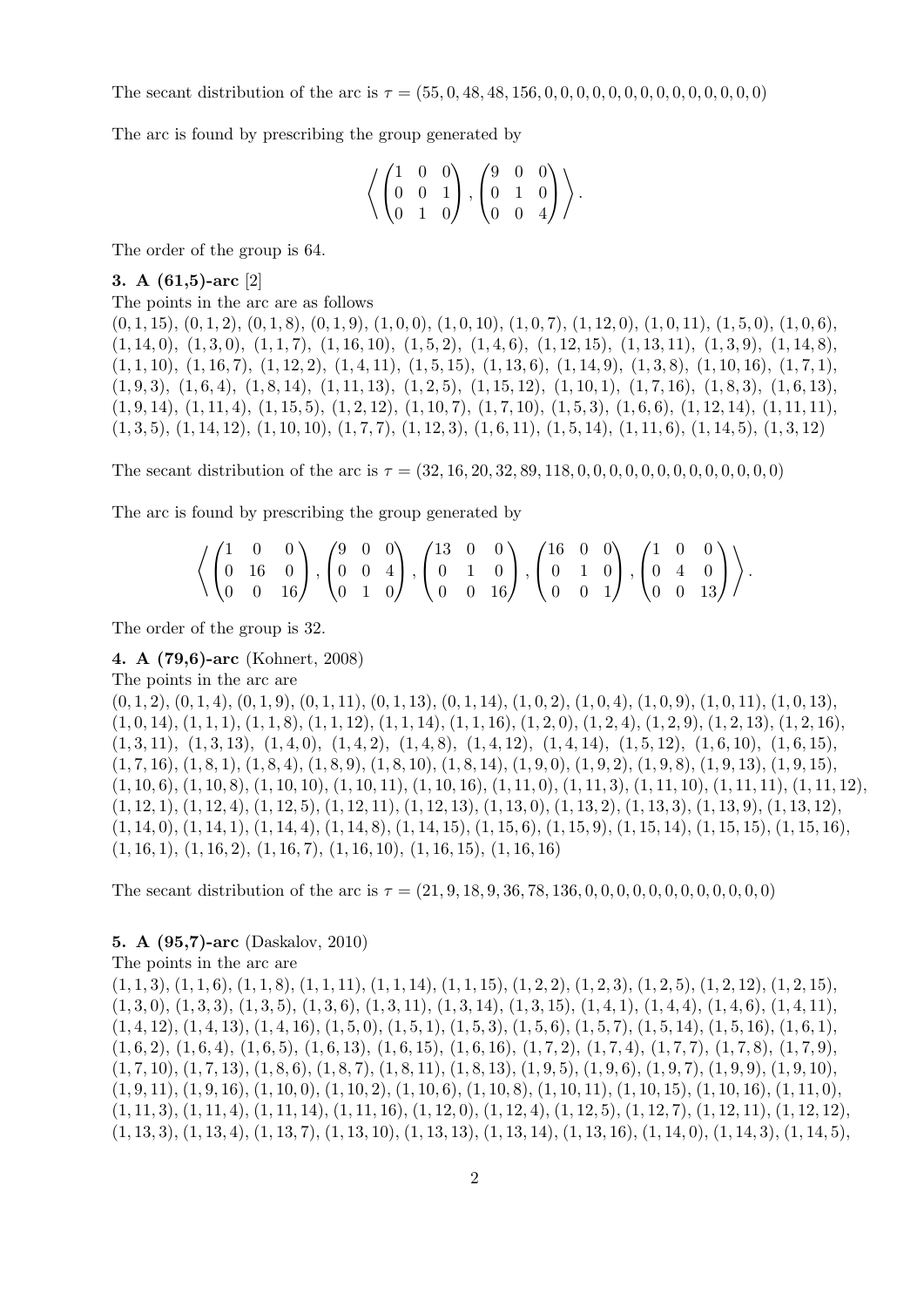The secant distribution of the arc is $\tau = (55, 0, 48, 48, 156, 0, 0, 0, 0, 0, 0, 0, 0, 0, 0, 0, 0, 0)$

The arc is found by prescribing the group generated by

$$\left\langle \begin{pmatrix} 1 & 0 & 0 \\ 0 & 0 & 1 \\ 0 & 1 & 0 \end{pmatrix}, \begin{pmatrix} 9 & 0 & 0 \\ 0 & 1 & 0 \\ 0 & 0 & 4 \end{pmatrix} \right\rangle.$$

The order of the group is 64.

**3. A (61,5)-arc** [2]

The points in the arc are as follows

$(0,1,15)$, $(0,1,2)$, $(0,1,8)$, $(0,1,9)$, $(1,0,0)$, $(1,0,10)$, $(1,0,7)$, $(1,12,0)$, $(1,0,11)$, $(1,5,0)$, $(1,0,6)$, $(1,14,0)$, $(1,3,0)$, $(1,1,7)$, $(1,16,10)$, $(1,5,2)$, $(1,4,6)$, $(1,12,15)$, $(1,13,11)$, $(1,3,9)$, $(1,14,8)$, $(1,1,10)$, $(1,16,7)$, $(1,12,2)$, $(1,4,11)$, $(1,5,15)$, $(1,13,6)$, $(1,14,9)$, $(1,3,8)$, $(1,10,16)$, $(1,7,1)$, $(1,9,3)$, $(1,6,4)$, $(1,8,14)$, $(1,11,13)$, $(1,2,5)$, $(1,15,12)$, $(1,10,1)$, $(1,7,16)$, $(1,8,3)$, $(1,6,13)$, $(1,9,14)$, $(1,11,4)$, $(1,15,5)$, $(1,2,12)$, $(1,10,7)$, $(1,7,10)$, $(1,5,3)$, $(1,6,6)$, $(1,12,14)$, $(1,11,11)$, $(1,3,5)$, $(1,14,12)$, $(1,10,10)$, $(1,7,7)$, $(1,12,3)$, $(1,6,11)$, $(1,5,14)$, $(1,11,6)$, $(1,14,5)$, $(1,3,12)$

The secant distribution of the arc is $\tau = (32, 16, 20, 32, 89, 118, 0, 0, 0, 0, 0, 0, 0, 0, 0, 0, 0, 0)$

The arc is found by prescribing the group generated by

$$\left\langle \begin{pmatrix} 1 & 0 & 0 \\ 0 & 16 & 0 \\ 0 & 0 & 16 \end{pmatrix}, \begin{pmatrix} 9 & 0 & 0 \\ 0 & 0 & 4 \\ 0 & 1 & 0 \end{pmatrix}, \begin{pmatrix} 13 & 0 & 0 \\ 0 & 1 & 0 \\ 0 & 0 & 16 \end{pmatrix}, \begin{pmatrix} 16 & 0 & 0 \\ 0 & 1 & 0 \\ 0 & 0 & 1 \end{pmatrix}, \begin{pmatrix} 1 & 0 & 0 \\ 0 & 4 & 0 \\ 0 & 0 & 13 \end{pmatrix} \right\rangle.$$

The order of the group is 32.

**4. A (79,6)-arc** (Kohnert, 2008)

The points in the arc are

$(0,1,2)$, $(0,1,4)$, $(0,1,9)$, $(0,1,11)$, $(0,1,13)$, $(0,1,14)$, $(1,0,2)$, $(1,0,4)$, $(1,0,9)$, $(1,0,11)$, $(1,0,13)$, $(1,0,14)$, $(1,1,1)$, $(1,1,8)$, $(1,1,12)$, $(1,1,14)$, $(1,1,16)$, $(1,2,0)$, $(1,2,4)$, $(1,2,9)$, $(1,2,13)$, $(1,2,16)$, $(1,3,11)$, $(1,3,13)$, $(1,4,0)$, $(1,4,2)$, $(1,4,8)$, $(1,4,12)$, $(1,4,14)$, $(1,5,12)$, $(1,6,10)$, $(1,6,15)$, $(1,7,16)$, $(1,8,1)$, $(1,8,4)$, $(1,8,9)$, $(1,8,10)$, $(1,8,14)$, $(1,9,0)$, $(1,9,2)$, $(1,9,8)$, $(1,9,13)$, $(1,9,15)$, $(1,10,6)$, $(1,10,8)$, $(1,10,10)$, $(1,10,11)$, $(1,10,16)$, $(1,11,0)$, $(1,11,3)$, $(1,11,10)$, $(1,11,11)$, $(1,11,12)$, $(1,12,1)$, $(1,12,4)$, $(1,12,5)$, $(1,12,11)$, $(1,12,13)$, $(1,13,0)$, $(1,13,2)$, $(1,13,3)$, $(1,13,9)$, $(1,13,12)$, $(1,14,0)$, $(1,14,1)$, $(1,14,4)$, $(1,14,8)$, $(1,14,15)$, $(1,15,6)$, $(1,15,9)$, $(1,15,14)$, $(1,15,15)$, $(1,15,16)$, $(1,16,1)$, $(1,16,2)$, $(1,16,7)$, $(1,16,10)$, $(1,16,15)$, $(1,16,16)$

The secant distribution of the arc is $\tau = (21, 9, 18, 9, 36, 78, 136, 0, 0, 0, 0, 0, 0, 0, 0, 0, 0, 0)$

**5. A (95,7)-arc** (Daskalov, 2010)

The points in the arc are

$(1,1,3)$, $(1,1,6)$, $(1,1,8)$, $(1,1,11)$, $(1,1,14)$, $(1,1,15)$, $(1,2,2)$, $(1,2,3)$, $(1,2,5)$, $(1,2,12)$, $(1,2,15)$, $(1,3,0)$, $(1,3,3)$, $(1,3,5)$, $(1,3,6)$, $(1,3,11)$, $(1,3,14)$, $(1,3,15)$, $(1,4,1)$, $(1,4,4)$, $(1,4,6)$, $(1,4,11)$, $(1,4,12)$, $(1,4,13)$, $(1,4,16)$, $(1,5,0)$, $(1,5,1)$, $(1,5,3)$, $(1,5,6)$, $(1,5,7)$, $(1,5,14)$, $(1,5,16)$, $(1,6,1)$, $(1,6,2)$, $(1,6,4)$, $(1,6,5)$, $(1,6,13)$, $(1,6,15)$, $(1,6,16)$, $(1,7,2)$, $(1,7,4)$, $(1,7,7)$, $(1,7,8)$, $(1,7,9)$, $(1,7,10)$, $(1,7,13)$, $(1,8,6)$, $(1,8,7)$, $(1,8,11)$, $(1,8,13)$, $(1,9,5)$, $(1,9,6)$, $(1,9,7)$, $(1,9,9)$, $(1,9,10)$, $(1,9,11)$, $(1,9,16)$, $(1,10,0)$, $(1,10,2)$, $(1,10,6)$, $(1,10,8)$, $(1,10,11)$, $(1,10,15)$, $(1,10,16)$, $(1,11,0)$, $(1,11,3)$, $(1,11,4)$, $(1,11,14)$, $(1,11,16)$, $(1,12,0)$, $(1,12,4)$, $(1,12,5)$, $(1,12,7)$, $(1,12,11)$, $(1,12,12)$, $(1,13,3)$, $(1,13,4)$, $(1,13,7)$, $(1,13,10)$, $(1,13,13)$, $(1,13,14)$, $(1,13,16)$, $(1,14,0)$, $(1,14,3)$, $(1,14,5)$,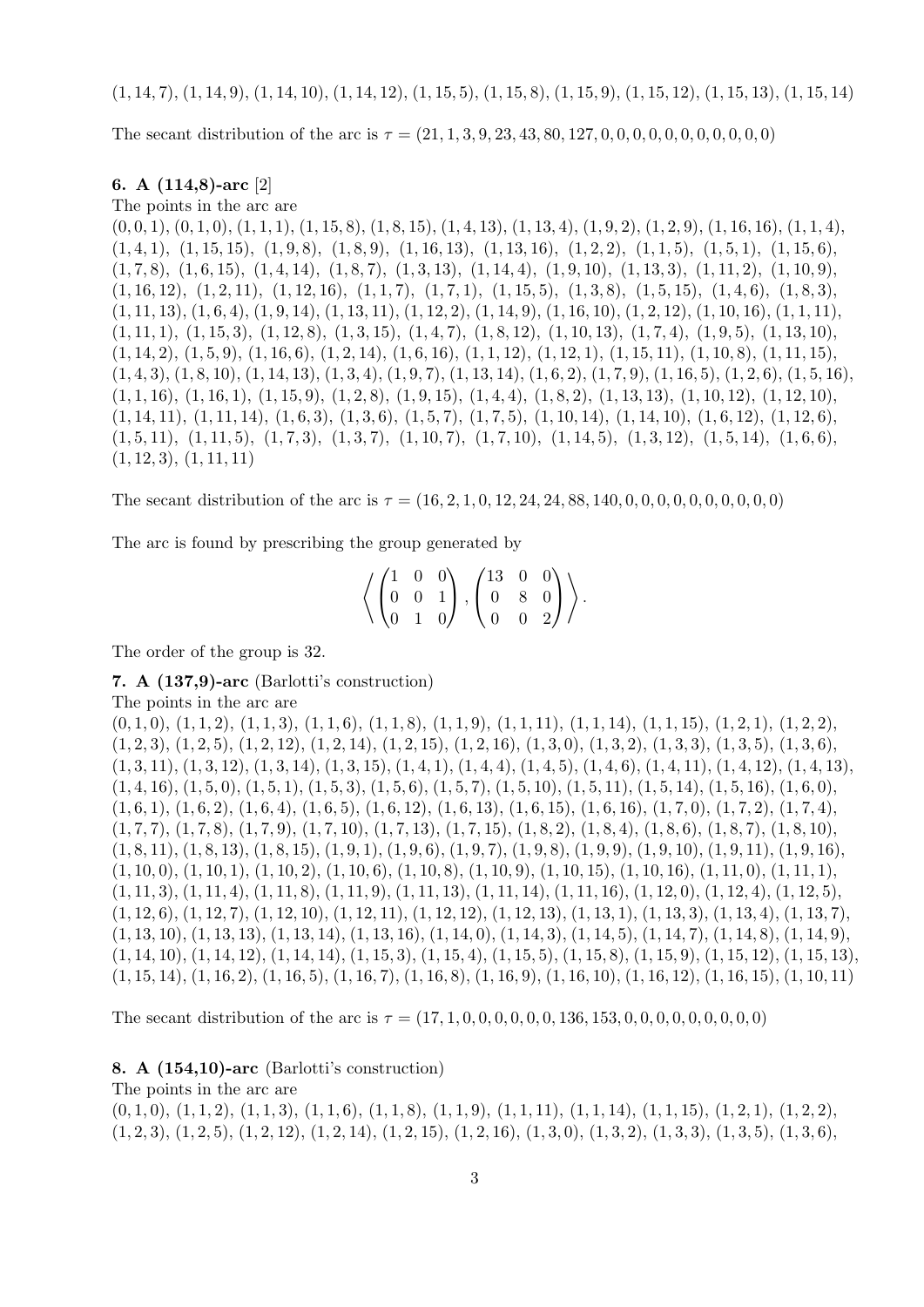$(1,14,7)$, $(1,14,9)$, $(1,14,10)$, $(1,14,12)$, $(1,15,5)$, $(1,15,8)$, $(1,15,9)$, $(1,15,12)$, $(1,15,13)$, $(1,15,14)$

The secant distribution of the arc is $\tau = (21,1,3,9,23,43,80,127,0,0,0,0,0,0,0,0,0,0)$

**6. A (114,8)-arc** [2]

The points in the arc are

$(0,0,1)$, $(0,1,0)$, $(1,1,1)$, $(1,15,8)$, $(1,8,15)$, $(1,4,13)$, $(1,13,4)$, $(1,9,2)$, $(1,2,9)$, $(1,16,16)$, $(1,1,4)$, $(1,4,1)$, $(1,15,15)$, $(1,9,8)$, $(1,8,9)$, $(1,16,13)$, $(1,13,16)$, $(1,2,2)$, $(1,1,5)$, $(1,5,1)$, $(1,15,6)$, $(1,7,8)$, $(1,6,15)$, $(1,4,14)$, $(1,8,7)$, $(1,3,13)$, $(1,14,4)$, $(1,9,10)$, $(1,13,3)$, $(1,11,2)$, $(1,10,9)$, $(1,16,12)$, $(1,2,11)$, $(1,12,16)$, $(1,1,7)$, $(1,7,1)$, $(1,15,5)$, $(1,3,8)$, $(1,5,15)$, $(1,4,6)$, $(1,8,3)$, $(1,11,13)$, $(1,6,4)$, $(1,9,14)$, $(1,13,11)$, $(1,12,2)$, $(1,14,9)$, $(1,16,10)$, $(1,2,12)$, $(1,10,16)$, $(1,1,11)$, $(1,11,1)$, $(1,15,3)$, $(1,12,8)$, $(1,3,15)$, $(1,4,7)$, $(1,8,12)$, $(1,10,13)$, $(1,7,4)$, $(1,9,5)$, $(1,13,10)$, $(1,14,2)$, $(1,5,9)$, $(1,16,6)$, $(1,2,14)$, $(1,6,16)$, $(1,1,12)$, $(1,12,1)$, $(1,15,11)$, $(1,10,8)$, $(1,11,15)$, $(1,4,3)$, $(1,8,10)$, $(1,14,13)$, $(1,3,4)$, $(1,9,7)$, $(1,13,14)$, $(1,6,2)$, $(1,7,9)$, $(1,16,5)$, $(1,2,6)$, $(1,5,16)$, $(1,1,16)$, $(1,16,1)$, $(1,15,9)$, $(1,2,8)$, $(1,9,15)$, $(1,4,4)$, $(1,8,2)$, $(1,13,13)$, $(1,10,12)$, $(1,12,10)$, $(1,14,11)$, $(1,11,14)$, $(1,6,3)$, $(1,3,6)$, $(1,5,7)$, $(1,7,5)$, $(1,10,14)$, $(1,14,10)$, $(1,6,12)$, $(1,12,6)$, $(1,5,11)$, $(1,11,5)$, $(1,7,3)$, $(1,3,7)$, $(1,10,7)$, $(1,7,10)$, $(1,14,5)$, $(1,3,12)$, $(1,5,14)$, $(1,6,6)$, $(1,12,3)$, $(1,11,11)$

The secant distribution of the arc is $\tau = (16,2,1,0,12,24,24,88,140,0,0,0,0,0,0,0,0,0)$

The arc is found by prescribing the group generated by

$$\left\langle \begin{pmatrix} 1 & 0 & 0 \\ 0 & 0 & 1 \\ 0 & 1 & 0 \end{pmatrix}, \begin{pmatrix} 13 & 0 & 0 \\ 0 & 8 & 0 \\ 0 & 0 & 2 \end{pmatrix} \right\rangle.$$

The order of the group is 32.

**7. A (137,9)-arc** (Barlotti's construction)

The points in the arc are

$(0,1,0)$, $(1,1,2)$, $(1,1,3)$, $(1,1,6)$, $(1,1,8)$, $(1,1,9)$, $(1,1,11)$, $(1,1,14)$, $(1,1,15)$, $(1,2,1)$, $(1,2,2)$, $(1,2,3)$, $(1,2,5)$, $(1,2,12)$, $(1,2,14)$, $(1,2,15)$, $(1,2,16)$, $(1,3,0)$, $(1,3,2)$, $(1,3,3)$, $(1,3,5)$, $(1,3,6)$, $(1,3,11)$, $(1,3,12)$, $(1,3,14)$, $(1,3,15)$, $(1,4,1)$, $(1,4,4)$, $(1,4,5)$, $(1,4,6)$, $(1,4,11)$, $(1,4,12)$, $(1,4,13)$, $(1,4,16)$, $(1,5,0)$, $(1,5,1)$, $(1,5,3)$, $(1,5,6)$, $(1,5,7)$, $(1,5,10)$, $(1,5,11)$, $(1,5,14)$, $(1,5,16)$, $(1,6,0)$, $(1,6,1)$, $(1,6,2)$, $(1,6,4)$, $(1,6,5)$, $(1,6,12)$, $(1,6,13)$, $(1,6,15)$, $(1,6,16)$, $(1,7,0)$, $(1,7,2)$, $(1,7,4)$, $(1,7,7)$, $(1,7,8)$, $(1,7,9)$, $(1,7,10)$, $(1,7,13)$, $(1,7,15)$, $(1,8,2)$, $(1,8,4)$, $(1,8,6)$, $(1,8,7)$, $(1,8,10)$, $(1,8,11)$, $(1,8,13)$, $(1,8,15)$, $(1,9,1)$, $(1,9,6)$, $(1,9,7)$, $(1,9,8)$, $(1,9,9)$, $(1,9,10)$, $(1,9,11)$, $(1,9,16)$, $(1,10,0)$, $(1,10,1)$, $(1,10,2)$, $(1,10,6)$, $(1,10,8)$, $(1,10,9)$, $(1,10,15)$, $(1,10,16)$, $(1,11,0)$, $(1,11,1)$, $(1,11,3)$, $(1,11,4)$, $(1,11,8)$, $(1,11,9)$, $(1,11,13)$, $(1,11,14)$, $(1,11,16)$, $(1,12,0)$, $(1,12,4)$, $(1,12,5)$, $(1,12,6)$, $(1,12,7)$, $(1,12,10)$, $(1,12,11)$, $(1,12,12)$, $(1,12,13)$, $(1,13,1)$, $(1,13,3)$, $(1,13,4)$, $(1,13,7)$, $(1,13,10)$, $(1,13,13)$, $(1,13,14)$, $(1,13,16)$, $(1,14,0)$, $(1,14,3)$, $(1,14,5)$, $(1,14,7)$, $(1,14,8)$, $(1,14,9)$, $(1,14,10)$, $(1,14,12)$, $(1,14,14)$, $(1,15,3)$, $(1,15,4)$, $(1,15,5)$, $(1,15,8)$, $(1,15,9)$, $(1,15,12)$, $(1,15,13)$, $(1,15,14)$, $(1,16,2)$, $(1,16,5)$, $(1,16,7)$, $(1,16,8)$, $(1,16,9)$, $(1,16,10)$, $(1,16,12)$, $(1,16,15)$, $(1,10,11)$

The secant distribution of the arc is $\tau = (17,1,0,0,0,0,0,0,136,153,0,0,0,0,0,0,0,0)$

**8. A (154,10)-arc** (Barlotti's construction)

The points in the arc are

$(0,1,0)$, $(1,1,2)$, $(1,1,3)$, $(1,1,6)$, $(1,1,8)$, $(1,1,9)$, $(1,1,11)$, $(1,1,14)$, $(1,1,15)$, $(1,2,1)$, $(1,2,2)$, $(1,2,3)$, $(1,2,5)$, $(1,2,12)$, $(1,2,14)$, $(1,2,15)$, $(1,2,16)$, $(1,3,0)$, $(1,3,2)$, $(1,3,3)$, $(1,3,5)$, $(1,3,6)$,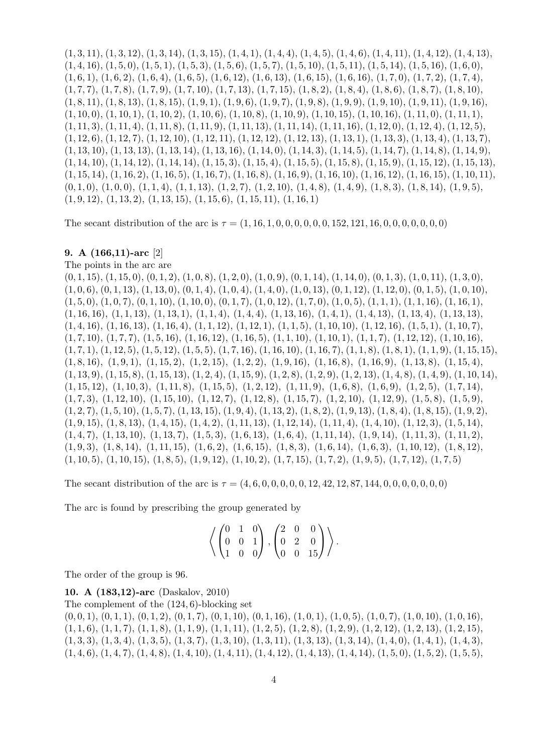$(1,3,11)$, $(1,3,12)$, $(1,3,14)$, $(1,3,15)$, $(1,4,1)$, $(1,4,4)$, $(1,4,5)$, $(1,4,6)$, $(1,4,11)$, $(1,4,12)$, $(1,4,13)$, $(1,4,16)$, $(1,5,0)$, $(1,5,1)$, $(1,5,3)$, $(1,5,6)$, $(1,5,7)$, $(1,5,10)$, $(1,5,11)$, $(1,5,14)$, $(1,5,16)$, $(1,6,0)$, $(1,6,1)$, $(1,6,2)$, $(1,6,4)$, $(1,6,5)$, $(1,6,12)$, $(1,6,13)$, $(1,6,15)$, $(1,6,16)$, $(1,7,0)$, $(1,7,2)$, $(1,7,4)$, $(1,7,7)$, $(1,7,8)$, $(1,7,9)$, $(1,7,10)$, $(1,7,13)$, $(1,7,15)$, $(1,8,2)$, $(1,8,4)$, $(1,8,6)$, $(1,8,7)$, $(1,8,10)$, $(1,8,11)$, $(1,8,13)$, $(1,8,15)$, $(1,9,1)$, $(1,9,6)$, $(1,9,7)$, $(1,9,8)$, $(1,9,9)$, $(1,9,10)$, $(1,9,11)$, $(1,9,16)$, $(1,10,0)$, $(1,10,1)$, $(1,10,2)$, $(1,10,6)$, $(1,10,8)$, $(1,10,9)$, $(1,10,15)$, $(1,10,16)$, $(1,11,0)$, $(1,11,1)$, $(1,11,3)$, $(1,11,4)$, $(1,11,8)$, $(1,11,9)$, $(1,11,13)$, $(1,11,14)$, $(1,11,16)$, $(1,12,0)$, $(1,12,4)$, $(1,12,5)$, $(1,12,6)$, $(1,12,7)$, $(1,12,10)$, $(1,12,11)$, $(1,12,12)$, $(1,12,13)$, $(1,13,1)$, $(1,13,3)$, $(1,13,4)$, $(1,13,7)$, $(1,13,10)$, $(1,13,13)$, $(1,13,14)$, $(1,13,16)$, $(1,14,0)$, $(1,14,3)$, $(1,14,5)$, $(1,14,7)$, $(1,14,8)$, $(1,14,9)$, $(1,14,10)$, $(1,14,12)$, $(1,14,14)$, $(1,15,3)$, $(1,15,4)$, $(1,15,5)$, $(1,15,8)$, $(1,15,9)$, $(1,15,12)$, $(1,15,13)$, $(1,15,14)$, $(1,16,2)$, $(1,16,5)$, $(1,16,7)$, $(1,16,8)$, $(1,16,9)$, $(1,16,10)$, $(1,16,12)$, $(1,16,15)$, $(1,10,11)$, $(0,1,0)$, $(1,0,0)$, $(1,1,4)$, $(1,1,13)$, $(1,2,7)$, $(1,2,10)$, $(1,4,8)$, $(1,4,9)$, $(1,8,3)$, $(1,8,14)$, $(1,9,5)$, $(1,9,12)$, $(1,13,2)$, $(1,13,15)$, $(1,15,6)$, $(1,15,11)$, $(1,16,1)$

The secant distribution of the arc is $\tau = (1,16,1,0,0,0,0,0,0,152,121,16,0,0,0,0,0,0,0)$

**9. A (166,11)-arc** [2]

The points in the arc are

$(0,1,15)$, $(1,15,0)$, $(0,1,2)$, $(1,0,8)$, $(1,2,0)$, $(1,0,9)$, $(0,1,14)$, $(1,14,0)$, $(0,1,3)$, $(1,0,11)$, $(1,3,0)$, $(1,0,6)$, $(0,1,13)$, $(1,13,0)$, $(0,1,4)$, $(1,0,4)$, $(1,4,0)$, $(1,0,13)$, $(0,1,12)$, $(1,12,0)$, $(0,1,5)$, $(1,0,10)$, $(1,5,0)$, $(1,0,7)$, $(0,1,10)$, $(1,10,0)$, $(0,1,7)$, $(1,0,12)$, $(1,7,0)$, $(1,0,5)$, $(1,1,1)$, $(1,1,16)$, $(1,16,1)$, $(1,16,16)$, $(1,1,13)$, $(1,13,1)$, $(1,1,4)$, $(1,4,4)$, $(1,13,16)$, $(1,4,1)$, $(1,4,13)$, $(1,13,4)$, $(1,13,13)$, $(1,4,16)$, $(1,16,13)$, $(1,16,4)$, $(1,1,12)$, $(1,12,1)$, $(1,1,5)$, $(1,10,10)$, $(1,12,16)$, $(1,5,1)$, $(1,10,7)$, $(1,7,10)$, $(1,7,7)$, $(1,5,16)$, $(1,16,12)$, $(1,16,5)$, $(1,1,10)$, $(1,10,1)$, $(1,1,7)$, $(1,12,12)$, $(1,10,16)$, $(1,7,1)$, $(1,12,5)$, $(1,5,12)$, $(1,5,5)$, $(1,7,16)$, $(1,16,10)$, $(1,16,7)$, $(1,1,8)$, $(1,8,1)$, $(1,1,9)$, $(1,15,15)$, $(1,8,16)$, $(1,9,1)$, $(1,15,2)$, $(1,2,15)$, $(1,2,2)$, $(1,9,16)$, $(1,16,8)$, $(1,16,9)$, $(1,13,8)$, $(1,15,4)$, $(1,13,9)$, $(1,15,8)$, $(1,15,13)$, $(1,2,4)$, $(1,15,9)$, $(1,2,8)$, $(1,2,9)$, $(1,2,13)$, $(1,4,8)$, $(1,4,9)$, $(1,10,14)$, $(1,15,12)$, $(1,10,3)$, $(1,11,8)$, $(1,15,5)$, $(1,2,12)$, $(1,11,9)$, $(1,6,8)$, $(1,6,9)$, $(1,2,5)$, $(1,7,14)$, $(1,7,3)$, $(1,12,10)$, $(1,15,10)$, $(1,12,7)$, $(1,12,8)$, $(1,15,7)$, $(1,2,10)$, $(1,12,9)$, $(1,5,8)$, $(1,5,9)$, $(1,2,7)$, $(1,5,10)$, $(1,5,7)$, $(1,13,15)$, $(1,9,4)$, $(1,13,2)$, $(1,8,2)$, $(1,9,13)$, $(1,8,4)$, $(1,8,15)$, $(1,9,2)$, $(1,9,15)$, $(1,8,13)$, $(1,4,15)$, $(1,4,2)$, $(1,11,13)$, $(1,12,14)$, $(1,11,4)$, $(1,4,10)$, $(1,12,3)$, $(1,5,14)$, $(1,4,7)$, $(1,13,10)$, $(1,13,7)$, $(1,5,3)$, $(1,6,13)$, $(1,6,4)$, $(1,11,14)$, $(1,9,14)$, $(1,11,3)$, $(1,11,2)$, $(1,9,3)$, $(1,8,14)$, $(1,11,15)$, $(1,6,2)$, $(1,6,15)$, $(1,8,3)$, $(1,6,14)$, $(1,6,3)$, $(1,10,12)$, $(1,8,12)$, $(1,10,5)$, $(1,10,15)$, $(1,8,5)$, $(1,9,12)$, $(1,10,2)$, $(1,7,15)$, $(1,7,2)$, $(1,9,5)$, $(1,7,12)$, $(1,7,5)$

The secant distribution of the arc is $\tau = (4,6,0,0,0,0,0,12,42,12,87,144,0,0,0,0,0,0)$

The arc is found by prescribing the group generated by

$$\left\langle \begin{pmatrix} 0 & 1 & 0 \\ 0 & 0 & 1 \\ 1 & 0 & 0 \end{pmatrix}, \begin{pmatrix} 2 & 0 & 0 \\ 0 & 2 & 0 \\ 0 & 0 & 15 \end{pmatrix} \right\rangle.$$

The order of the group is 96.

**10. A (183,12)-arc** (Daskalov, 2010)

The complement of the $(124,6)$-blocking set

$(0,0,1)$, $(0,1,1)$, $(0,1,2)$, $(0,1,7)$, $(0,1,10)$, $(0,1,16)$, $(1,0,1)$, $(1,0,5)$, $(1,0,7)$, $(1,0,10)$, $(1,0,16)$, $(1,1,6)$, $(1,1,7)$, $(1,1,8)$, $(1,1,9)$, $(1,1,11)$, $(1,2,5)$, $(1,2,8)$, $(1,2,9)$, $(1,2,12)$, $(1,2,13)$, $(1,2,15)$, $(1,3,3)$, $(1,3,4)$, $(1,3,5)$, $(1,3,7)$, $(1,3,10)$, $(1,3,11)$, $(1,3,13)$, $(1,3,14)$, $(1,4,0)$, $(1,4,1)$, $(1,4,3)$, $(1,4,6)$, $(1,4,7)$, $(1,4,8)$, $(1,4,10)$, $(1,4,11)$, $(1,4,12)$, $(1,4,13)$, $(1,4,14)$, $(1,5,0)$, $(1,5,2)$, $(1,5,5)$,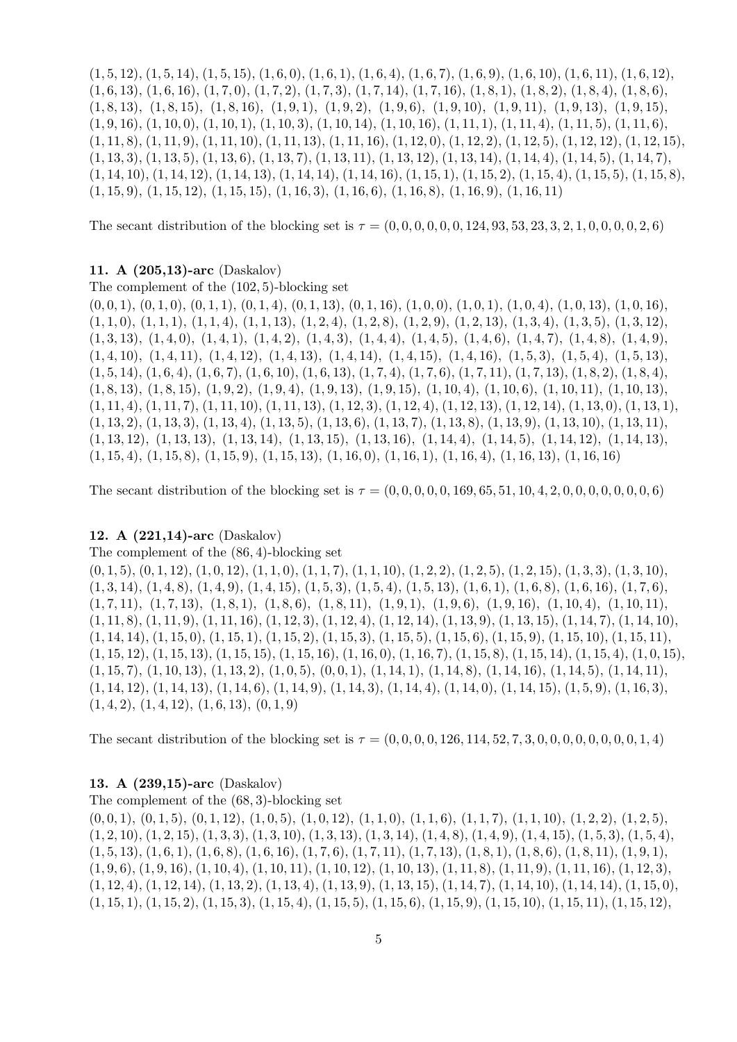$(1,5,12)$, $(1,5,14)$, $(1,5,15)$, $(1,6,0)$, $(1,6,1)$, $(1,6,4)$, $(1,6,7)$, $(1,6,9)$, $(1,6,10)$, $(1,6,11)$, $(1,6,12)$, $(1,6,13)$, $(1,6,16)$, $(1,7,0)$, $(1,7,2)$, $(1,7,3)$, $(1,7,14)$, $(1,7,16)$, $(1,8,1)$, $(1,8,2)$, $(1,8,4)$, $(1,8,6)$, $(1,8,13)$, $(1,8,15)$, $(1,8,16)$, $(1,9,1)$, $(1,9,2)$, $(1,9,6)$, $(1,9,10)$, $(1,9,11)$, $(1,9,13)$, $(1,9,15)$, $(1,9,16)$, $(1,10,0)$, $(1,10,1)$, $(1,10,3)$, $(1,10,14)$, $(1,10,16)$, $(1,11,1)$, $(1,11,4)$, $(1,11,5)$, $(1,11,6)$, $(1,11,8)$, $(1,11,9)$, $(1,11,10)$, $(1,11,13)$, $(1,11,16)$, $(1,12,0)$, $(1,12,2)$, $(1,12,5)$, $(1,12,12)$, $(1,12,15)$, $(1,13,3)$, $(1,13,5)$, $(1,13,6)$, $(1,13,7)$, $(1,13,11)$, $(1,13,12)$, $(1,13,14)$, $(1,14,4)$, $(1,14,5)$, $(1,14,7)$, $(1,14,10)$, $(1,14,12)$, $(1,14,13)$, $(1,14,14)$, $(1,14,16)$, $(1,15,1)$, $(1,15,2)$, $(1,15,4)$, $(1,15,5)$, $(1,15,8)$, $(1,15,9)$, $(1,15,12)$, $(1,15,15)$, $(1,16,3)$, $(1,16,6)$, $(1,16,8)$, $(1,16,9)$, $(1,16,11)$

The secant distribution of the blocking set is $\tau = (0,0,0,0,0,0,124,93,53,23,3,2,1,0,0,0,0,2,6)$

**11. A (205,13)-arc** (Daskalov)

The complement of the $(102,5)$-blocking set

$(0,0,1)$, $(0,1,0)$, $(0,1,1)$, $(0,1,4)$, $(0,1,13)$, $(0,1,16)$, $(1,0,0)$, $(1,0,1)$, $(1,0,4)$, $(1,0,13)$, $(1,0,16)$, $(1,1,0)$, $(1,1,1)$, $(1,1,4)$, $(1,1,13)$, $(1,2,4)$, $(1,2,8)$, $(1,2,9)$, $(1,2,13)$, $(1,3,4)$, $(1,3,5)$, $(1,3,12)$, $(1,3,13)$, $(1,4,0)$, $(1,4,1)$, $(1,4,2)$, $(1,4,3)$, $(1,4,4)$, $(1,4,5)$, $(1,4,6)$, $(1,4,7)$, $(1,4,8)$, $(1,4,9)$, $(1,4,10)$, $(1,4,11)$, $(1,4,12)$, $(1,4,13)$, $(1,4,14)$, $(1,4,15)$, $(1,4,16)$, $(1,5,3)$, $(1,5,4)$, $(1,5,13)$, $(1,5,14)$, $(1,6,4)$, $(1,6,7)$, $(1,6,10)$, $(1,6,13)$, $(1,7,4)$, $(1,7,6)$, $(1,7,11)$, $(1,7,13)$, $(1,8,2)$, $(1,8,4)$, $(1,8,13)$, $(1,8,15)$, $(1,9,2)$, $(1,9,4)$, $(1,9,13)$, $(1,9,15)$, $(1,10,4)$, $(1,10,6)$, $(1,10,11)$, $(1,10,13)$, $(1,11,4)$, $(1,11,7)$, $(1,11,10)$, $(1,11,13)$, $(1,12,3)$, $(1,12,4)$, $(1,12,13)$, $(1,12,14)$, $(1,13,0)$, $(1,13,1)$, $(1,13,2)$, $(1,13,3)$, $(1,13,4)$, $(1,13,5)$, $(1,13,6)$, $(1,13,7)$, $(1,13,8)$, $(1,13,9)$, $(1,13,10)$, $(1,13,11)$, $(1,13,12)$, $(1,13,13)$, $(1,13,14)$, $(1,13,15)$, $(1,13,16)$, $(1,14,4)$, $(1,14,5)$, $(1,14,12)$, $(1,14,13)$, $(1,15,4)$, $(1,15,8)$, $(1,15,9)$, $(1,15,13)$, $(1,16,0)$, $(1,16,1)$, $(1,16,4)$, $(1,16,13)$, $(1,16,16)$

The secant distribution of the blocking set is $\tau = (0,0,0,0,0,169,65,51,10,4,2,0,0,0,0,0,0,0,6)$

**12. A (221,14)-arc** (Daskalov)

The complement of the $(86,4)$-blocking set

$(0,1,5)$, $(0,1,12)$, $(1,0,12)$, $(1,1,0)$, $(1,1,7)$, $(1,1,10)$, $(1,2,2)$, $(1,2,5)$, $(1,2,15)$, $(1,3,3)$, $(1,3,10)$, $(1,3,14)$, $(1,4,8)$, $(1,4,9)$, $(1,4,15)$, $(1,5,3)$, $(1,5,4)$, $(1,5,13)$, $(1,6,1)$, $(1,6,8)$, $(1,6,16)$, $(1,7,6)$, $(1,7,11)$, $(1,7,13)$, $(1,8,1)$, $(1,8,6)$, $(1,8,11)$, $(1,9,1)$, $(1,9,6)$, $(1,9,16)$, $(1,10,4)$, $(1,10,11)$, $(1,11,8)$, $(1,11,9)$, $(1,11,16)$, $(1,12,3)$, $(1,12,4)$, $(1,12,14)$, $(1,13,9)$, $(1,13,15)$, $(1,14,7)$, $(1,14,10)$, $(1,14,14)$, $(1,15,0)$, $(1,15,1)$, $(1,15,2)$, $(1,15,3)$, $(1,15,5)$, $(1,15,6)$, $(1,15,9)$, $(1,15,10)$, $(1,15,11)$, $(1,15,12)$, $(1,15,13)$, $(1,15,15)$, $(1,15,16)$, $(1,16,0)$, $(1,16,7)$, $(1,15,8)$, $(1,15,14)$, $(1,15,4)$, $(1,0,15)$, $(1,15,7)$, $(1,10,13)$, $(1,13,2)$, $(1,0,5)$, $(0,0,1)$, $(1,14,1)$, $(1,14,8)$, $(1,14,16)$, $(1,14,5)$, $(1,14,11)$, $(1,14,12)$, $(1,14,13)$, $(1,14,6)$, $(1,14,9)$, $(1,14,3)$, $(1,14,4)$, $(1,14,0)$, $(1,14,15)$, $(1,5,9)$, $(1,16,3)$, $(1,4,2)$, $(1,4,12)$, $(1,6,13)$, $(0,1,9)$

The secant distribution of the blocking set is $\tau = (0,0,0,0,126,114,52,7,3,0,0,0,0,0,0,0,0,1,4)$

**13. A (239,15)-arc** (Daskalov)

The complement of the $(68,3)$-blocking set

$(0,0,1)$, $(0,1,5)$, $(0,1,12)$, $(1,0,5)$, $(1,0,12)$, $(1,1,0)$, $(1,1,6)$, $(1,1,7)$, $(1,1,10)$, $(1,2,2)$, $(1,2,5)$, $(1,2,10)$, $(1,2,15)$, $(1,3,3)$, $(1,3,10)$, $(1,3,13)$, $(1,3,14)$, $(1,4,8)$, $(1,4,9)$, $(1,4,15)$, $(1,5,3)$, $(1,5,4)$, $(1,5,13)$, $(1,6,1)$, $(1,6,8)$, $(1,6,16)$, $(1,7,6)$, $(1,7,11)$, $(1,7,13)$, $(1,8,1)$, $(1,8,6)$, $(1,8,11)$, $(1,9,1)$, $(1,9,6)$, $(1,9,16)$, $(1,10,4)$, $(1,10,11)$, $(1,10,12)$, $(1,10,13)$, $(1,11,8)$, $(1,11,9)$, $(1,11,16)$, $(1,12,3)$, $(1,12,4)$, $(1,12,14)$, $(1,13,2)$, $(1,13,4)$, $(1,13,9)$, $(1,13,15)$, $(1,14,7)$, $(1,14,10)$, $(1,14,14)$, $(1,15,0)$, $(1,15,1)$, $(1,15,2)$, $(1,15,3)$, $(1,15,4)$, $(1,15,5)$, $(1,15,6)$, $(1,15,9)$, $(1,15,10)$, $(1,15,11)$, $(1,15,12)$,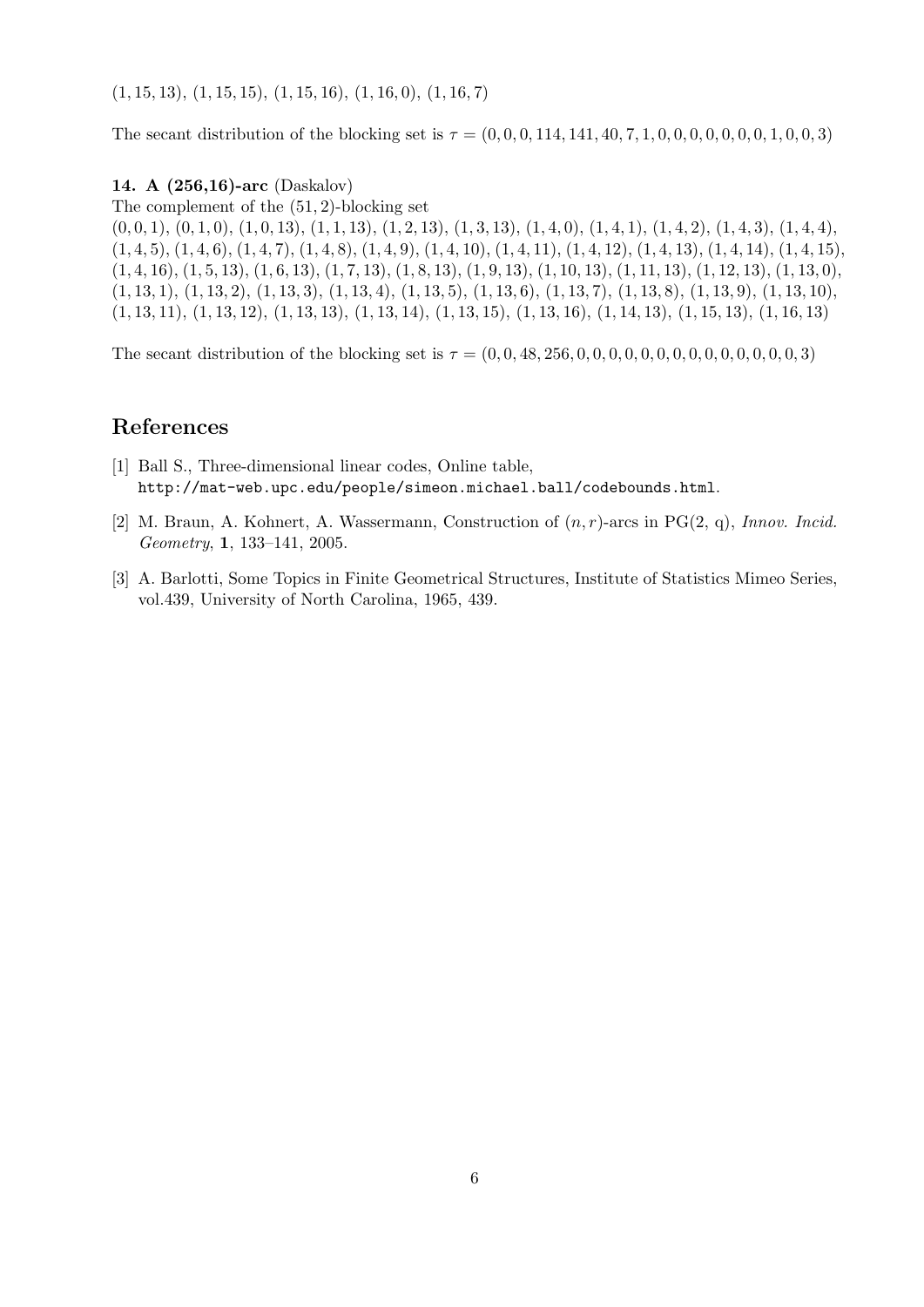$(1, 15, 13)$, $(1, 15, 15)$, $(1, 15, 16)$, $(1, 16, 0)$, $(1, 16, 7)$

The secant distribution of the blocking set is $\tau = (0, 0, 0, 114, 141, 40, 7, 1, 0, 0, 0, 0, 0, 0, 0, 1, 0, 0, 3)$

**14. A (256,16)-arc** (Daskalov)

The complement of the $(51, 2)$-blocking set

$(0, 0, 1)$, $(0, 1, 0)$, $(1, 0, 13)$, $(1, 1, 13)$, $(1, 2, 13)$, $(1, 3, 13)$, $(1, 4, 0)$, $(1, 4, 1)$, $(1, 4, 2)$, $(1, 4, 3)$, $(1, 4, 4)$, $(1, 4, 5)$, $(1, 4, 6)$, $(1, 4, 7)$, $(1, 4, 8)$, $(1, 4, 9)$, $(1, 4, 10)$, $(1, 4, 11)$, $(1, 4, 12)$, $(1, 4, 13)$, $(1, 4, 14)$, $(1, 4, 15)$, $(1, 4, 16)$, $(1, 5, 13)$, $(1, 6, 13)$, $(1, 7, 13)$, $(1, 8, 13)$, $(1, 9, 13)$, $(1, 10, 13)$, $(1, 11, 13)$, $(1, 12, 13)$, $(1, 13, 0)$, $(1, 13, 1)$, $(1, 13, 2)$, $(1, 13, 3)$, $(1, 13, 4)$, $(1, 13, 5)$, $(1, 13, 6)$, $(1, 13, 7)$, $(1, 13, 8)$, $(1, 13, 9)$, $(1, 13, 10)$, $(1, 13, 11)$, $(1, 13, 12)$, $(1, 13, 13)$, $(1, 13, 14)$, $(1, 13, 15)$, $(1, 13, 16)$, $(1, 14, 13)$, $(1, 15, 13)$, $(1, 16, 13)$

The secant distribution of the blocking set is $\tau = (0, 0, 48, 256, 0, 0, 0, 0, 0, 0, 0, 0, 0, 0, 0, 0, 0, 0, 3)$

## References

[1] Ball S., Three-dimensional linear codes, Online table, `http://mat-web.upc.edu/people/simeon.michael.ball/codebounds.html`.

[2] M. Braun, A. Kohnert, A. Wassermann, Construction of $(n, r)$-arcs in PG(2, q), *Innov. Incid. Geometry*, **1**, 133–141, 2005.

[3] A. Barlotti, Some Topics in Finite Geometrical Structures, Institute of Statistics Mimeo Series, vol.439, University of North Carolina, 1965, 439.